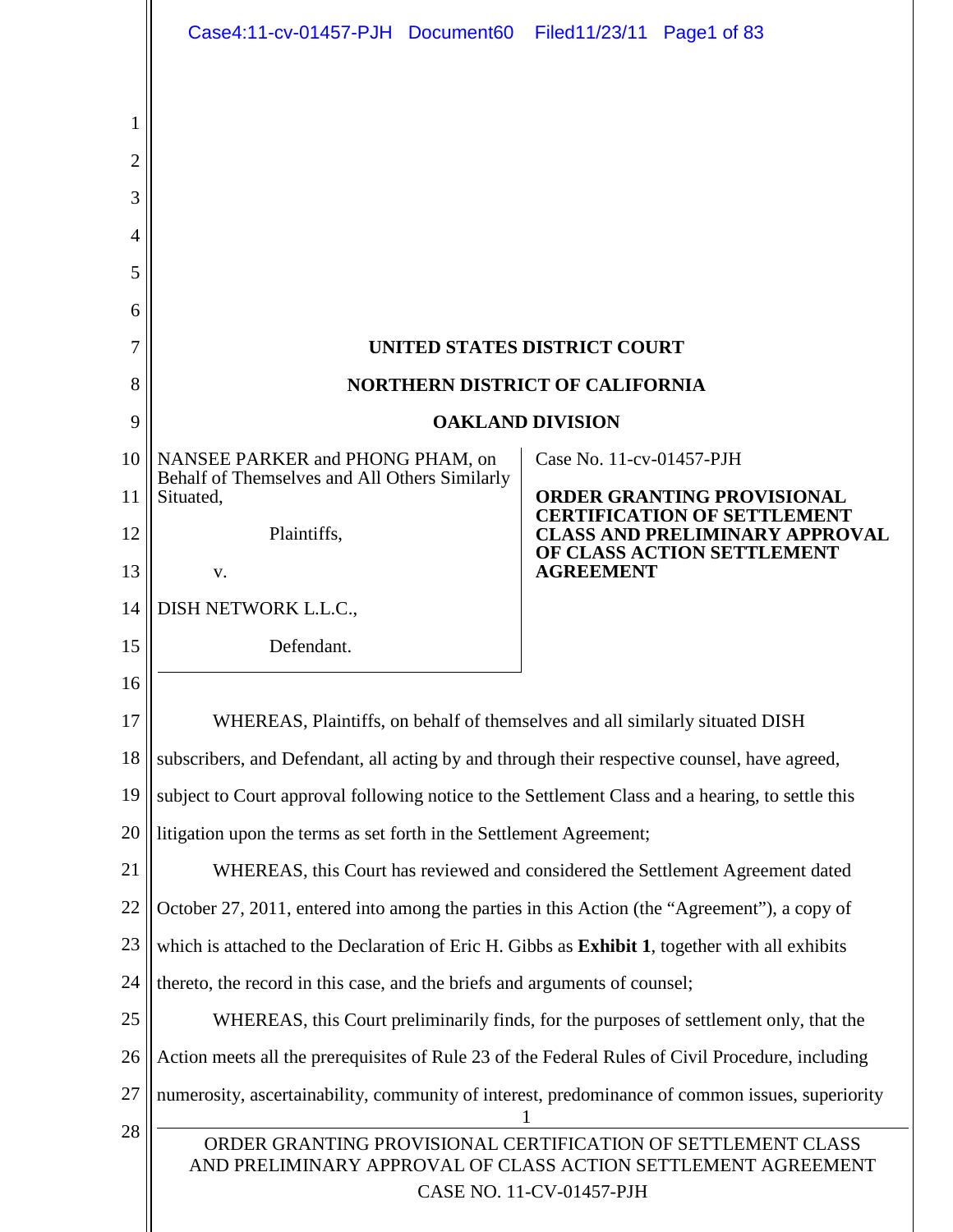**UNITED STATES DISTRICT COURT**

**NORTHERN DISTRICT OF CALIFORNIA**

**OAKLAND DIVISION**

NANSEE PARKER and PHONG PHAM, on Behalf of Themselves and All Others Similarly Situated,

Plaintiffs,

v.

DISH NETWORK L.L.C.,

Defendant.

Case No. 11-cv-01457-PJH

**ORDER GRANTING PROVISIONAL CERTIFICATION OF SETTLEMENT CLASS AND PRELIMINARY APPROVAL OF CLASS ACTION SETTLEMENT AGREEMENT**

WHEREAS, Plaintiffs, on behalf of themselves and all similarly situated DISH subscribers, and Defendant, all acting by and through their respective counsel, have agreed, subject to Court approval following notice to the Settlement Class and a hearing, to settle this litigation upon the terms as set forth in the Settlement Agreement;

WHEREAS, this Court has reviewed and considered the Settlement Agreement dated October 27, 2011, entered into among the parties in this Action (the "Agreement"), a copy of which is attached to the Declaration of Eric H. Gibbs as **Exhibit 1**, together with all exhibits thereto, the record in this case, and the briefs and arguments of counsel;

WHEREAS, this Court preliminarily finds, for the purposes of settlement only, that the Action meets all the prerequisites of Rule 23 of the Federal Rules of Civil Procedure, including numerosity, ascertainability, community of interest, predominance of common issues, superiority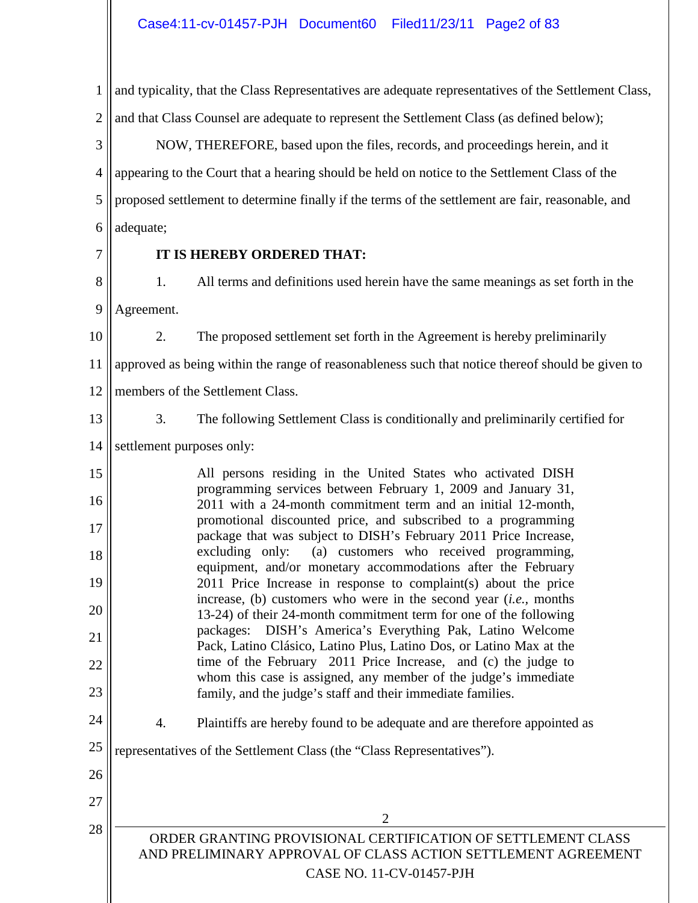and typicality, that the Class Representatives are adequate representatives of the Settlement Class, and that Class Counsel are adequate to represent the Settlement Class (as defined below);

NOW, THEREFORE, based upon the files, records, and proceedings herein, and it appearing to the Court that a hearing should be held on notice to the Settlement Class of the proposed settlement to determine finally if the terms of the settlement are fair, reasonable, and adequate;

**IT IS HEREBY ORDERED THAT:**

1. All terms and definitions used herein have the same meanings as set forth in the Agreement.

2. The proposed settlement set forth in the Agreement is hereby preliminarily approved as being within the range of reasonableness such that notice thereof should be given to members of the Settlement Class.

3. The following Settlement Class is conditionally and preliminarily certified for settlement purposes only:

> All persons residing in the United States who activated DISH programming services between February 1, 2009 and January 31, 2011 with a 24-month commitment term and an initial 12-month, promotional discounted price, and subscribed to a programming package that was subject to DISH's February 2011 Price Increase, excluding only: (a) customers who received programming, equipment, and/or monetary accommodations after the February 2011 Price Increase in response to complaint(s) about the price increase, (b) customers who were in the second year (*i.e.*, months 13-24) of their 24-month commitment term for one of the following packages: DISH's America's Everything Pak, Latino Welcome Pack, Latino Clásico, Latino Plus, Latino Dos, or Latino Max at the time of the February 2011 Price Increase, and (c) the judge to whom this case is assigned, any member of the judge's immediate family, and the judge's staff and their immediate families.

4. Plaintiffs are hereby found to be adequate and are therefore appointed as representatives of the Settlement Class (the "Class Representatives").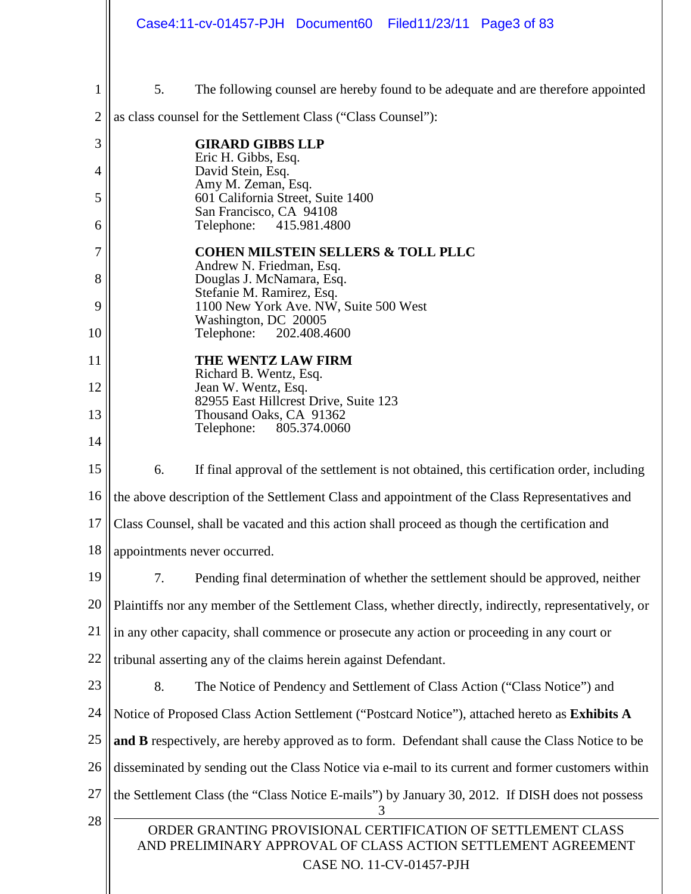5. The following counsel are hereby found to be adequate and are therefore appointed as class counsel for the Settlement Class ("Class Counsel"):

**GIRARD GIBBS LLP**
Eric H. Gibbs, Esq.
David Stein, Esq.
Amy M. Zeman, Esq.
601 California Street, Suite 1400
San Francisco, CA 94108
Telephone: 415.981.4800

**COHEN MILSTEIN SELLERS & TOLL PLLC**
Andrew N. Friedman, Esq.
Douglas J. McNamara, Esq.
Stefanie M. Ramirez, Esq.
1100 New York Ave. NW, Suite 500 West
Washington, DC 20005
Telephone: 202.408.4600

**THE WENTZ LAW FIRM**
Richard B. Wentz, Esq.
Jean W. Wentz, Esq.
82955 East Hillcrest Drive, Suite 123
Thousand Oaks, CA 91362
Telephone: 805.374.0060

6. If final approval of the settlement is not obtained, this certification order, including the above description of the Settlement Class and appointment of the Class Representatives and Class Counsel, shall be vacated and this action shall proceed as though the certification and appointments never occurred.

7. Pending final determination of whether the settlement should be approved, neither Plaintiffs nor any member of the Settlement Class, whether directly, indirectly, representatively, or in any other capacity, shall commence or prosecute any action or proceeding in any court or tribunal asserting any of the claims herein against Defendant.

8. The Notice of Pendency and Settlement of Class Action ("Class Notice") and Notice of Proposed Class Action Settlement ("Postcard Notice"), attached hereto as **Exhibits A and B** respectively, are hereby approved as to form. Defendant shall cause the Class Notice to be disseminated by sending out the Class Notice via e-mail to its current and former customers within the Settlement Class (the "Class Notice E-mails") by January 30, 2012. If DISH does not possess

ORDER GRANTING PROVISIONAL CERTIFICATION OF SETTLEMENT CLASS AND PRELIMINARY APPROVAL OF CLASS ACTION SETTLEMENT AGREEMENT
CASE NO. 11-CV-01457-PJH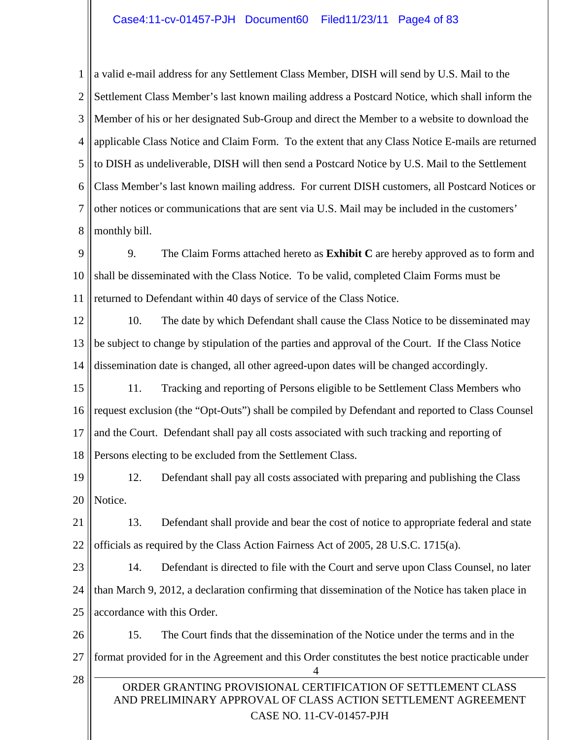a valid e-mail address for any Settlement Class Member, DISH will send by U.S. Mail to the Settlement Class Member's last known mailing address a Postcard Notice, which shall inform the Member of his or her designated Sub-Group and direct the Member to a website to download the applicable Class Notice and Claim Form. To the extent that any Class Notice E-mails are returned to DISH as undeliverable, DISH will then send a Postcard Notice by U.S. Mail to the Settlement Class Member's last known mailing address. For current DISH customers, all Postcard Notices or other notices or communications that are sent via U.S. Mail may be included in the customers' monthly bill.

9. The Claim Forms attached hereto as **Exhibit C** are hereby approved as to form and shall be disseminated with the Class Notice. To be valid, completed Claim Forms must be returned to Defendant within 40 days of service of the Class Notice.

10. The date by which Defendant shall cause the Class Notice to be disseminated may be subject to change by stipulation of the parties and approval of the Court. If the Class Notice dissemination date is changed, all other agreed-upon dates will be changed accordingly.

11. Tracking and reporting of Persons eligible to be Settlement Class Members who request exclusion (the "Opt-Outs") shall be compiled by Defendant and reported to Class Counsel and the Court. Defendant shall pay all costs associated with such tracking and reporting of Persons electing to be excluded from the Settlement Class.

12. Defendant shall pay all costs associated with preparing and publishing the Class Notice.

13. Defendant shall provide and bear the cost of notice to appropriate federal and state officials as required by the Class Action Fairness Act of 2005, 28 U.S.C. 1715(a).

14. Defendant is directed to file with the Court and serve upon Class Counsel, no later than March 9, 2012, a declaration confirming that dissemination of the Notice has taken place in accordance with this Order.

15. The Court finds that the dissemination of the Notice under the terms and in the format provided for in the Agreement and this Order constitutes the best notice practicable under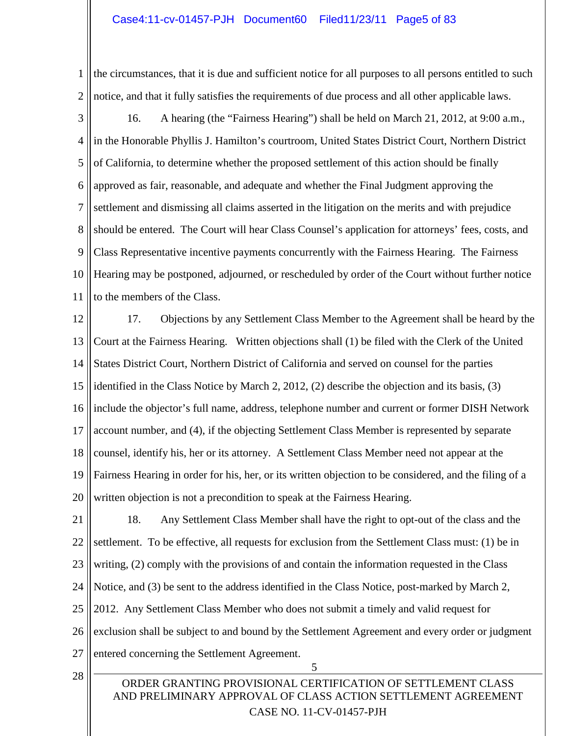the circumstances, that it is due and sufficient notice for all purposes to all persons entitled to such notice, and that it fully satisfies the requirements of due process and all other applicable laws.

16. A hearing (the "Fairness Hearing") shall be held on March 21, 2012, at 9:00 a.m., in the Honorable Phyllis J. Hamilton's courtroom, United States District Court, Northern District of California, to determine whether the proposed settlement of this action should be finally approved as fair, reasonable, and adequate and whether the Final Judgment approving the settlement and dismissing all claims asserted in the litigation on the merits and with prejudice should be entered. The Court will hear Class Counsel's application for attorneys' fees, costs, and Class Representative incentive payments concurrently with the Fairness Hearing. The Fairness Hearing may be postponed, adjourned, or rescheduled by order of the Court without further notice to the members of the Class.

17. Objections by any Settlement Class Member to the Agreement shall be heard by the Court at the Fairness Hearing. Written objections shall (1) be filed with the Clerk of the United States District Court, Northern District of California and served on counsel for the parties identified in the Class Notice by March 2, 2012, (2) describe the objection and its basis, (3) include the objector's full name, address, telephone number and current or former DISH Network account number, and (4), if the objecting Settlement Class Member is represented by separate counsel, identify his, her or its attorney. A Settlement Class Member need not appear at the Fairness Hearing in order for his, her, or its written objection to be considered, and the filing of a written objection is not a precondition to speak at the Fairness Hearing.

18. Any Settlement Class Member shall have the right to opt-out of the class and the settlement. To be effective, all requests for exclusion from the Settlement Class must: (1) be in writing, (2) comply with the provisions of and contain the information requested in the Class Notice, and (3) be sent to the address identified in the Class Notice, post-marked by March 2, 2012. Any Settlement Class Member who does not submit a timely and valid request for exclusion shall be subject to and bound by the Settlement Agreement and every order or judgment entered concerning the Settlement Agreement.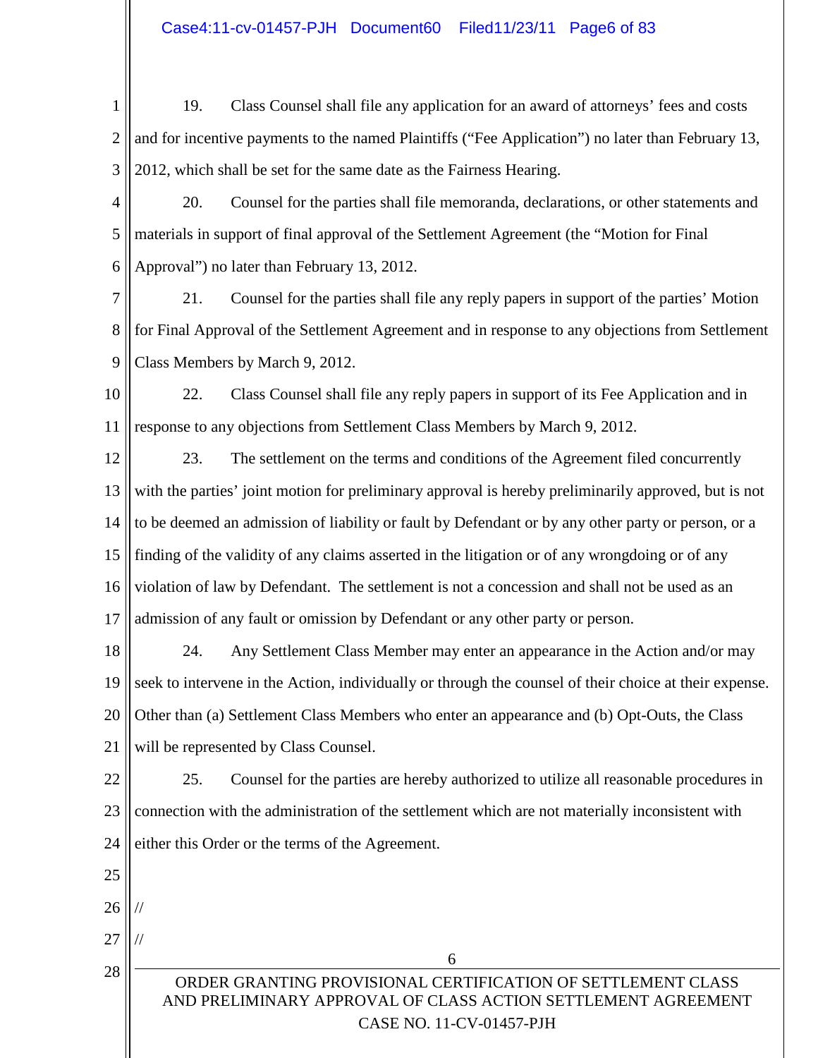19. Class Counsel shall file any application for an award of attorneys' fees and costs and for incentive payments to the named Plaintiffs ("Fee Application") no later than February 13, 2012, which shall be set for the same date as the Fairness Hearing.

20. Counsel for the parties shall file memoranda, declarations, or other statements and materials in support of final approval of the Settlement Agreement (the "Motion for Final Approval") no later than February 13, 2012.

21. Counsel for the parties shall file any reply papers in support of the parties' Motion for Final Approval of the Settlement Agreement and in response to any objections from Settlement Class Members by March 9, 2012.

22. Class Counsel shall file any reply papers in support of its Fee Application and in response to any objections from Settlement Class Members by March 9, 2012.

23. The settlement on the terms and conditions of the Agreement filed concurrently with the parties' joint motion for preliminary approval is hereby preliminarily approved, but is not to be deemed an admission of liability or fault by Defendant or by any other party or person, or a finding of the validity of any claims asserted in the litigation or of any wrongdoing or of any violation of law by Defendant. The settlement is not a concession and shall not be used as an admission of any fault or omission by Defendant or any other party or person.

24. Any Settlement Class Member may enter an appearance in the Action and/or may seek to intervene in the Action, individually or through the counsel of their choice at their expense. Other than (a) Settlement Class Members who enter an appearance and (b) Opt-Outs, the Class will be represented by Class Counsel.

25. Counsel for the parties are hereby authorized to utilize all reasonable procedures in connection with the administration of the settlement which are not materially inconsistent with either this Order or the terms of the Agreement.

//

//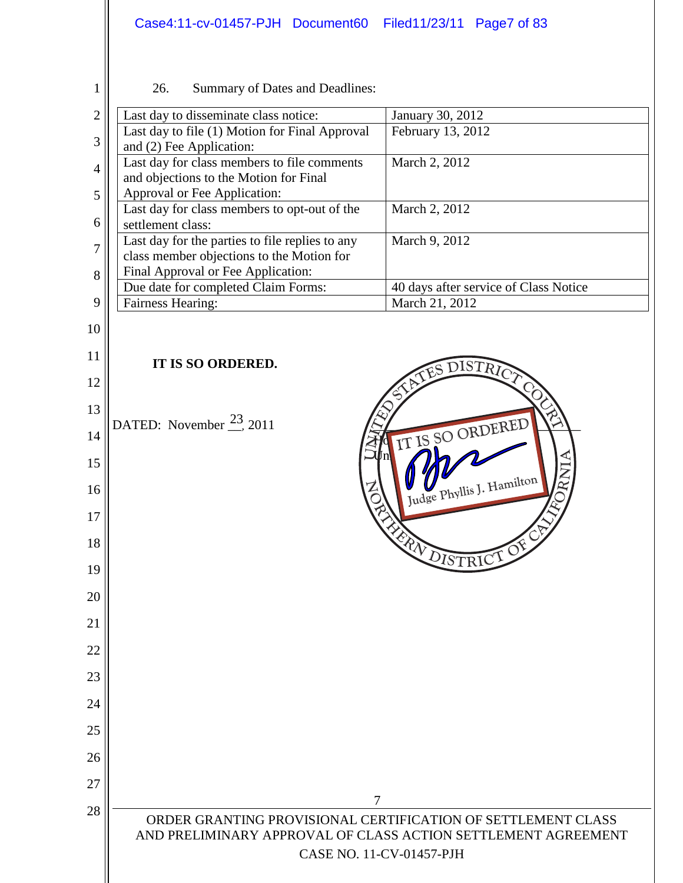26. Summary of Dates and Deadlines:

| | |
|---|---|
| Last day to disseminate class notice: | January 30, 2012 |
| Last day to file (1) Motion for Final Approval and (2) Fee Application: | February 13, 2012 |
| Last day for class members to file comments and objections to the Motion for Final Approval or Fee Application: | March 2, 2012 |
| Last day for class members to opt-out of the settlement class: | March 2, 2012 |
| Last day for the parties to file replies to any class member objections to the Motion for Final Approval or Fee Application: | March 9, 2012 |
| Due date for completed Claim Forms: | 40 days after service of Class Notice |
| Fairness Hearing: | March 21, 2012 |

**IT IS SO ORDERED.**

DATED: November 23, 2011

UNITED STATES DISTRICT COURT
NORTHERN DISTRICT OF CALIFORNIA
IT IS SO ORDERED
Judge Phyllis J. Hamilton

ORDER GRANTING PROVISIONAL CERTIFICATION OF SETTLEMENT CLASS AND PRELIMINARY APPROVAL OF CLASS ACTION SETTLEMENT AGREEMENT
CASE NO. 11-CV-01457-PJH